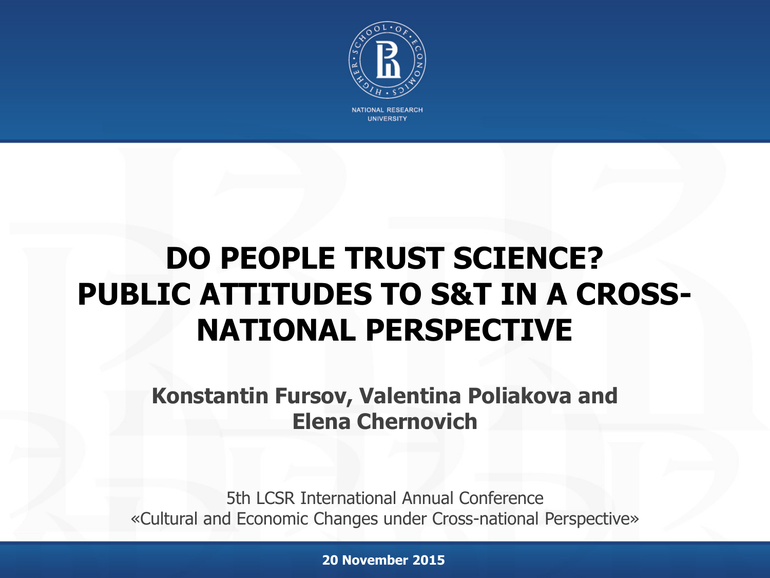NATIONAL RESEARCH UNIVERSITY

# DO PEOPLE TRUST SCIENCE? PUBLIC ATTITUDES TO S&T IN A CROSS-NATIONAL PERSPECTIVE

**Konstantin Fursov, Valentina Poliakova and Elena Chernovich**

5th LCSR International Annual Conference
«Cultural and Economic Changes under Cross-national Perspective»

**20 November 2015**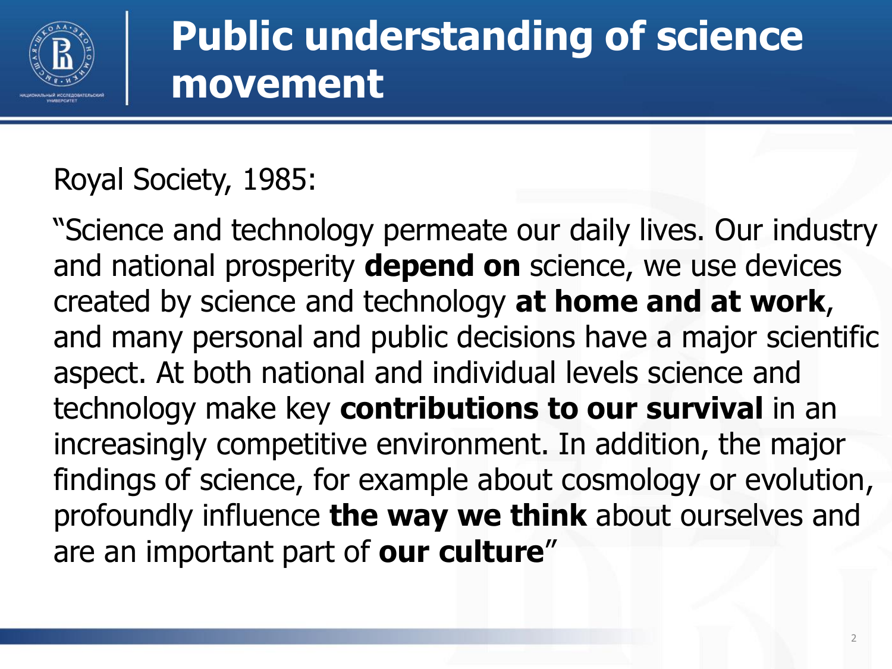# Public understanding of science movement

Royal Society, 1985:

“Science and technology permeate our daily lives. Our industry and national prosperity **depend on** science, we use devices created by science and technology **at home and at work**, and many personal and public decisions have a major scientific aspect. At both national and individual levels science and technology make key **contributions to our survival** in an increasingly competitive environment. In addition, the major findings of science, for example about cosmology or evolution, profoundly influence **the way we think** about ourselves and are an important part of **our culture**”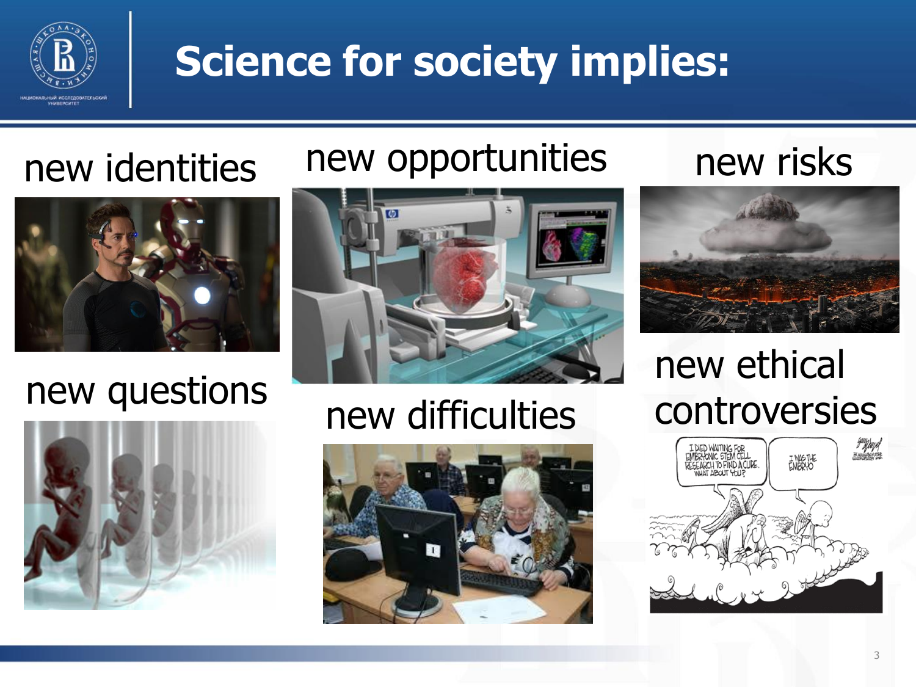# Science for society implies:

new identities

new opportunities

new risks

new questions

new difficulties

new ethical controversies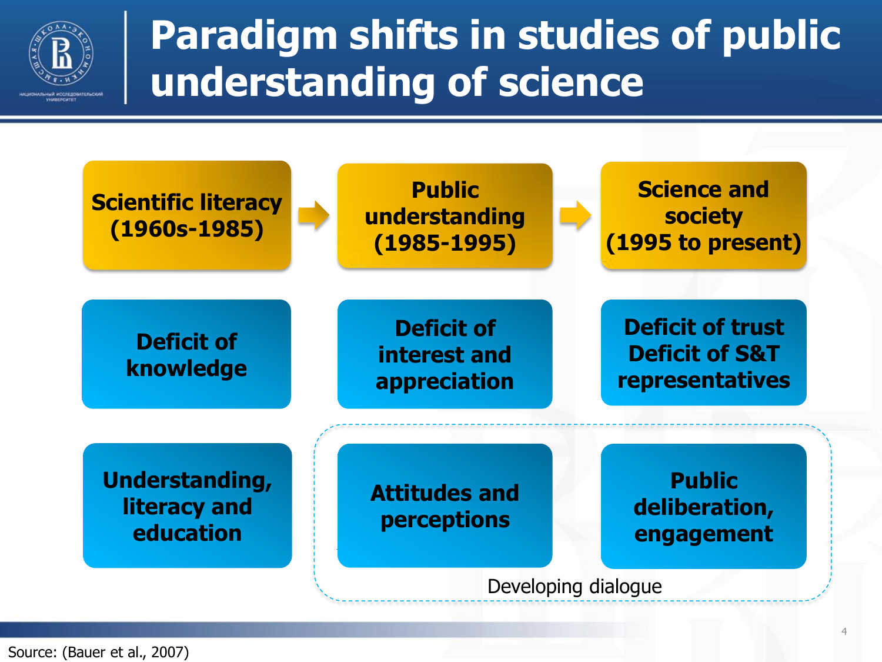# Paradigm shifts in studies of public understanding of science

| Scientific literacy (1960s-1985) | Public understanding (1985-1995) | Science and society (1995 to present) |
| --- | --- | --- |
| Deficit of knowledge | Deficit of interest and appreciation | Deficit of trust<br>Deficit of S&T representatives |
| Understanding, literacy and education | Attitudes and perceptions | Public deliberation, engagement |

Developing dialogue

Source: (Bauer et al., 2007)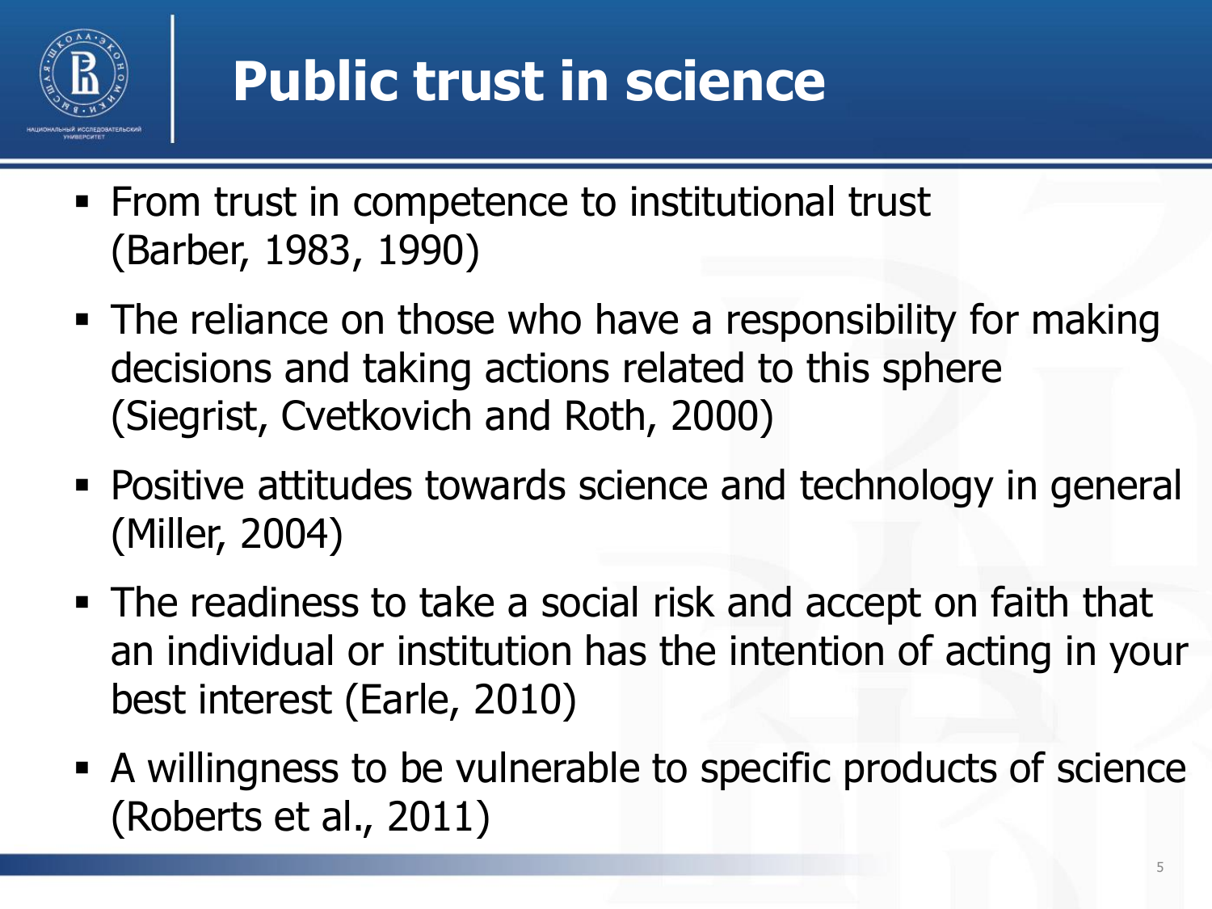# Public trust in science

- From trust in competence to institutional trust (Barber, 1983, 1990)
- The reliance on those who have a responsibility for making decisions and taking actions related to this sphere (Siegrist, Cvetkovich and Roth, 2000)
- Positive attitudes towards science and technology in general (Miller, 2004)
- The readiness to take a social risk and accept on faith that an individual or institution has the intention of acting in your best interest (Earle, 2010)
- A willingness to be vulnerable to specific products of science (Roberts et al., 2011)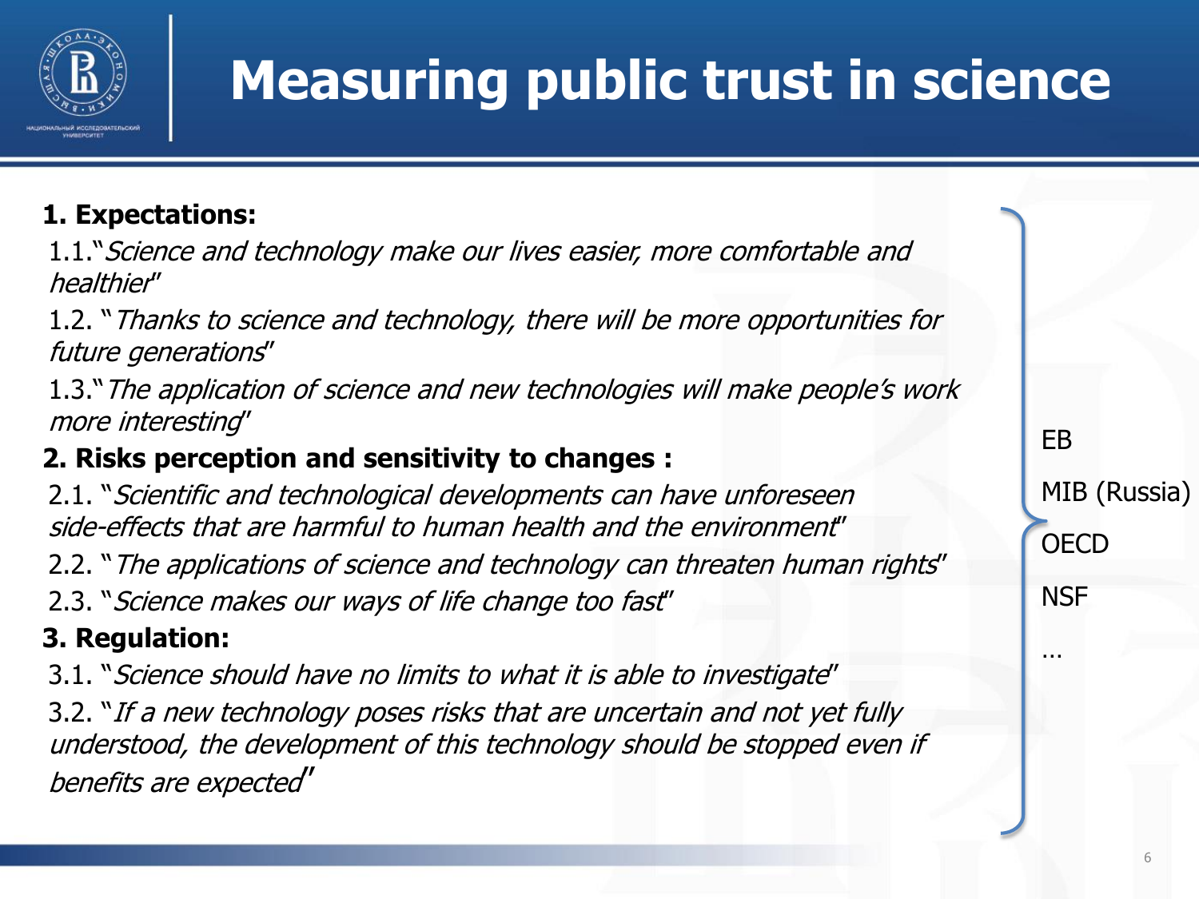# Measuring public trust in science

**1. Expectations:**

1.1. "*Science and technology make our lives easier, more comfortable and healthier*"

1.2. "*Thanks to science and technology, there will be more opportunities for future generations*"

1.3. "*The application of science and new technologies will make people's work more interesting*"

**2. Risks perception and sensitivity to changes :**

2.1. "*Scientific and technological developments can have unforeseen side-effects that are harmful to human health and the environment*"

2.2. "*The applications of science and technology can threaten human rights*"

2.3. "*Science makes our ways of life change too fast*"

**3. Regulation:**

3.1. "*Science should have no limits to what it is able to investigate*"

3.2. "*If a new technology poses risks that are uncertain and not yet fully understood, the development of this technology should be stopped even if benefits are expected*"

EB

MIB (Russia)

OECD

NSF

…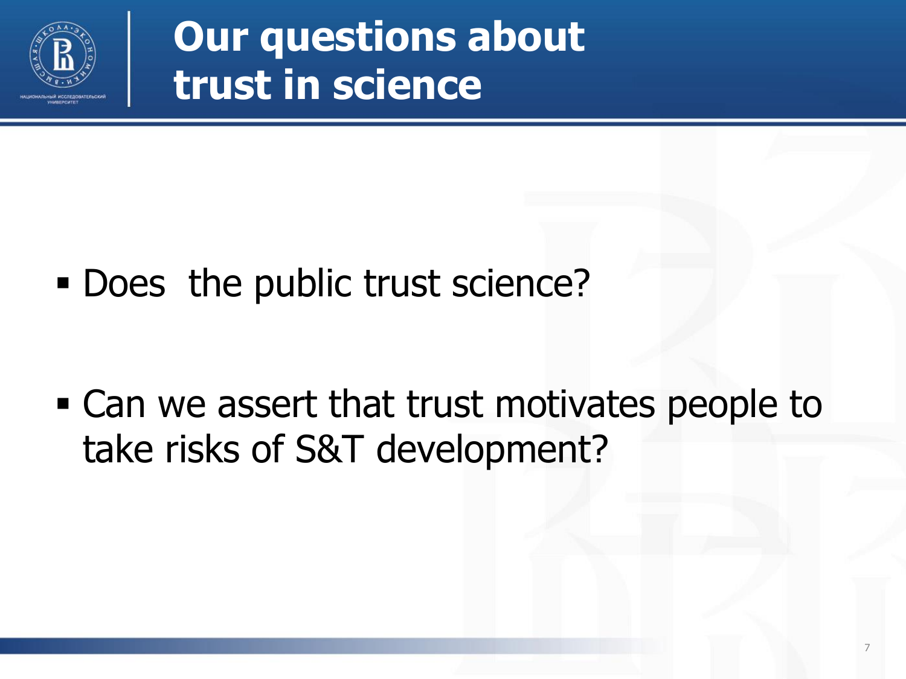# Our questions about trust in science

- Does the public trust science?

- Can we assert that trust motivates people to take risks of S&T development?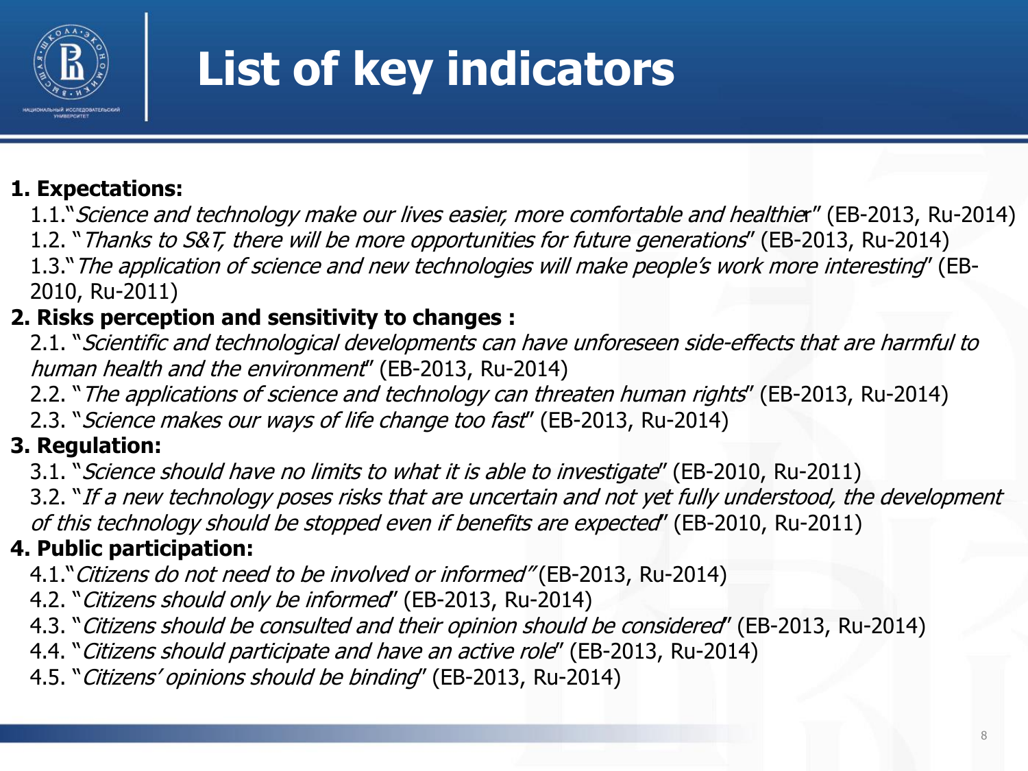# List of key indicators

**1. Expectations:**

1.1."*Science and technology make our lives easier, more comfortable and healthier*" (EB-2013, Ru-2014)
1.2. "*Thanks to S&T, there will be more opportunities for future generations*" (EB-2013, Ru-2014)
1.3."*The application of science and new technologies will make people's work more interesting*" (EB-2010, Ru-2011)

**2. Risks perception and sensitivity to changes :**

2.1. "*Scientific and technological developments can have unforeseen side-effects that are harmful to human health and the environment*" (EB-2013, Ru-2014)
2.2. "*The applications of science and technology can threaten human rights*" (EB-2013, Ru-2014)
2.3. "*Science makes our ways of life change too fast*" (EB-2013, Ru-2014)

**3. Regulation:**

3.1. "*Science should have no limits to what it is able to investigate*" (EB-2010, Ru-2011)
3.2. "*If a new technology poses risks that are uncertain and not yet fully understood, the development of this technology should be stopped even if benefits are expected*" (EB-2010, Ru-2011)

**4. Public participation:**

4.1."*Citizens do not need to be involved or informed*" (EB-2013, Ru-2014)
4.2. "*Citizens should only be informed*" (EB-2013, Ru-2014)
4.3. "*Citizens should be consulted and their opinion should be considered*" (EB-2013, Ru-2014)
4.4. "*Citizens should participate and have an active role*" (EB-2013, Ru-2014)
4.5. "*Citizens' opinions should be binding*" (EB-2013, Ru-2014)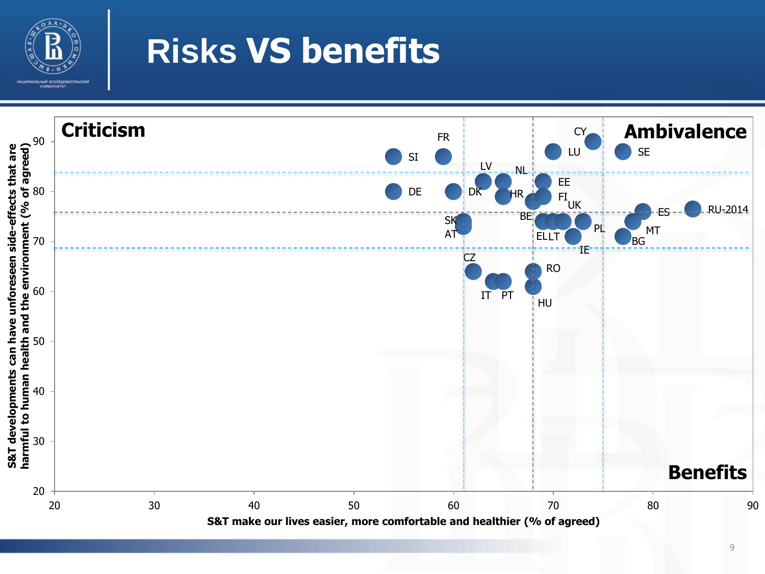# Risks VS benefits

**Criticism**

**Ambivalence**

**Benefits**

S&T developments can have unforeseen side-effects that are harmful to human health and the environment (% of agreed)

S&T make our lives easier, more comfortable and healthier (% of agreed)

FR, SI, DE, DK, LV, NL, HR, SK, AT, CZ, IT, PT, BE, EE, FI, UK, EL, LT, IE, RO, HU, CY, LU, SE, PL, ES, MT, BG, RU-2014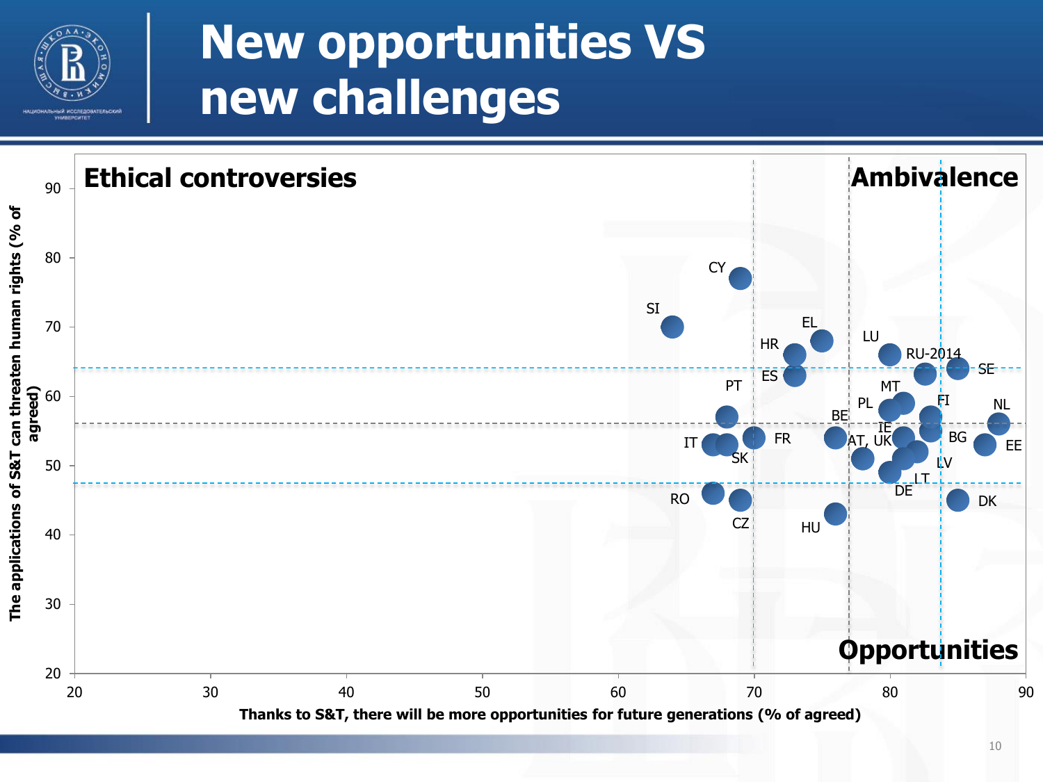# New opportunities VS new challenges

Ethical controversies

Ambivalence

Opportunities

The applications of S&T can threaten human rights (% of agreed)

Thanks to S&T, there will be more opportunities for future generations (% of agreed)

CY, SI, EL, HR, LU, RU-2014, SE, ES, PT, MT, FI, PL, NL, BE, IE, IT, FR, AT, UK, BG, EE, SK, LV, LT, DE, RO, DK, CZ, HU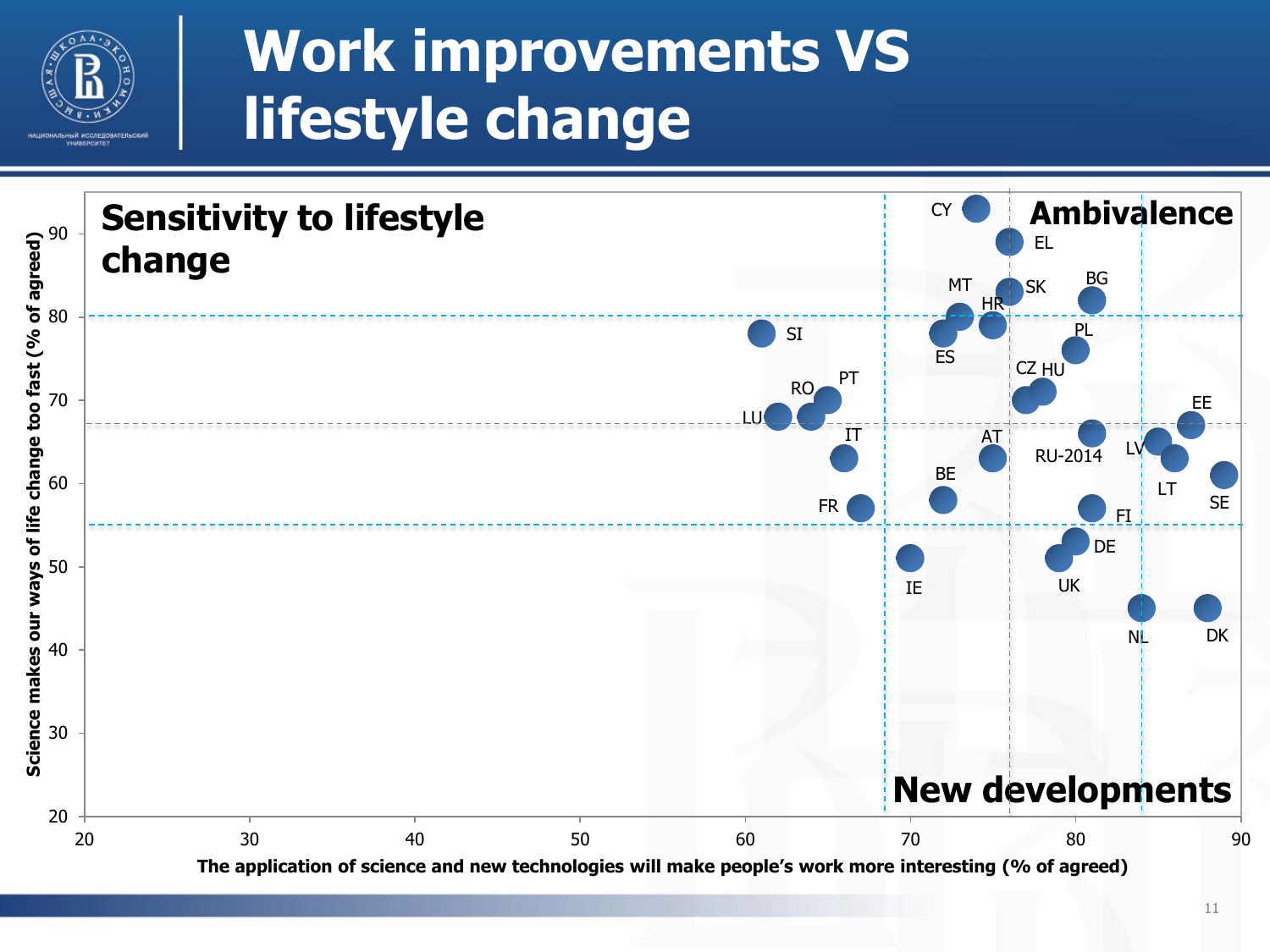# Work improvements VS lifestyle change

**Sensitivity to lifestyle change**

**Ambivalence**

**New developments**

Science makes our ways of life change too fast (% of agreed)

The application of science and new technologies will make people's work more interesting (% of agreed)

| Country | Work more interesting (% agreed) | Life change too fast (% agreed) |
|---|---|---|
| CY | 74 | 93 |
| EL | 76 | 89 |
| SK | 76 | 83 |
| BG | 81 | 82 |
| MT | 73 | 80 |
| HR | 75 | 79 |
| ES | 72 | 78 |
| SI | 61 | 78 |
| PL | 80 | 76 |
| HU | 78 | 71 |
| CZ | 77 | 70 |
| PT | 65 | 70 |
| RO | 64 | 68 |
| LU | 62 | 68 |
| EE | 87 | 67 |
| RU-2014 | 81 | 66 |
| LV | 85 | 65 |
| IT | 66 | 63 |
| AT | 75 | 63 |
| LT | 86 | 63 |
| SE | 89 | 61 |
| BE | 72 | 58 |
| FR | 67 | 57 |
| FI | 81 | 57 |
| DE | 80 | 53 |
| UK | 79 | 51 |
| IE | 70 | 51 |
| NL | 84 | 45 |
| DK | 88 | 45 |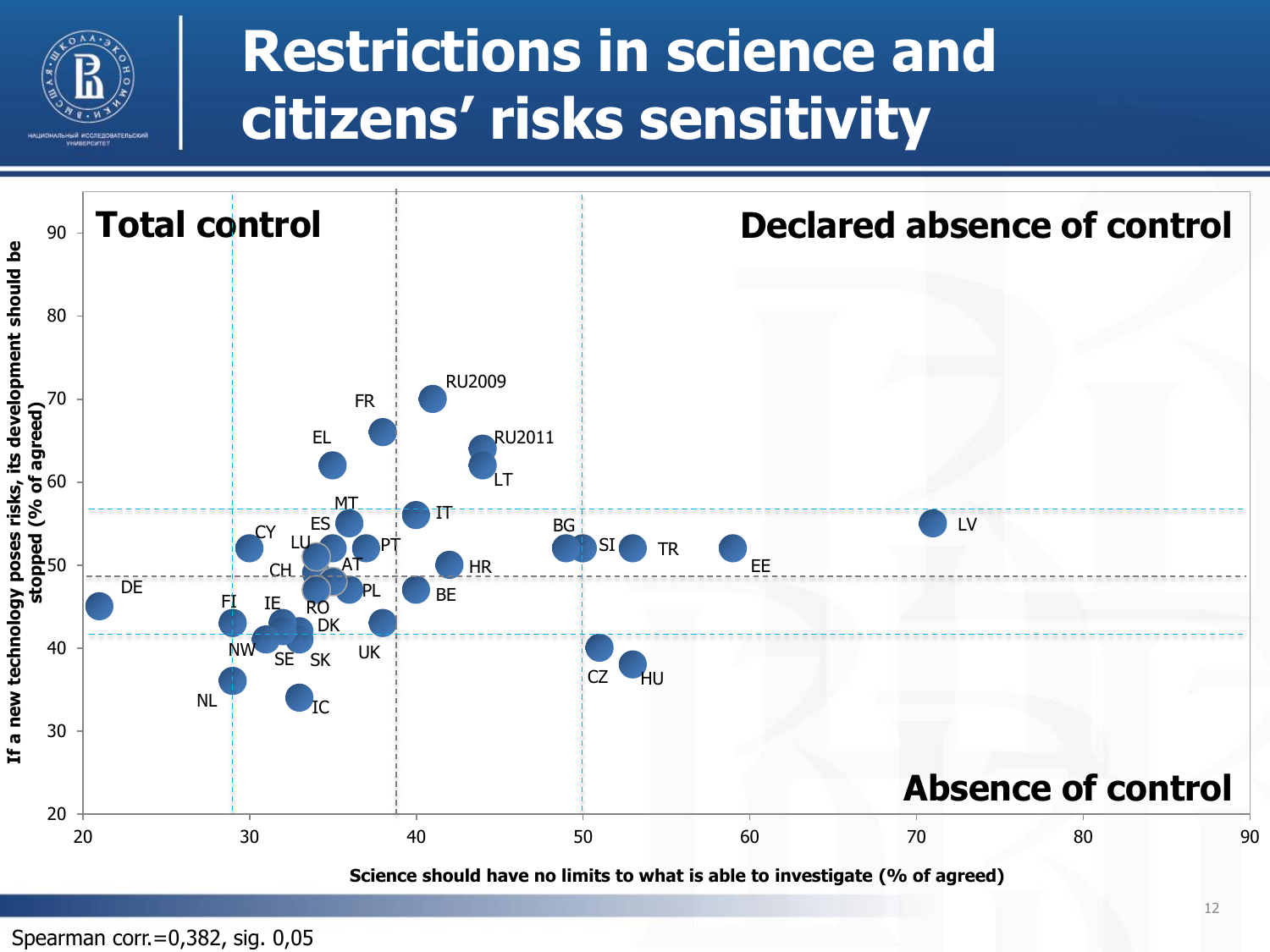# Restrictions in science and citizens' risks sensitivity

**Total control**

**Declared absence of control**

**Absence of control**

If a new technology poses risks, its development should be stopped (% of agreed)

Science should have no limits to what is able to investigate (% of agreed)

Spearman corr.=0,382, sig. 0,05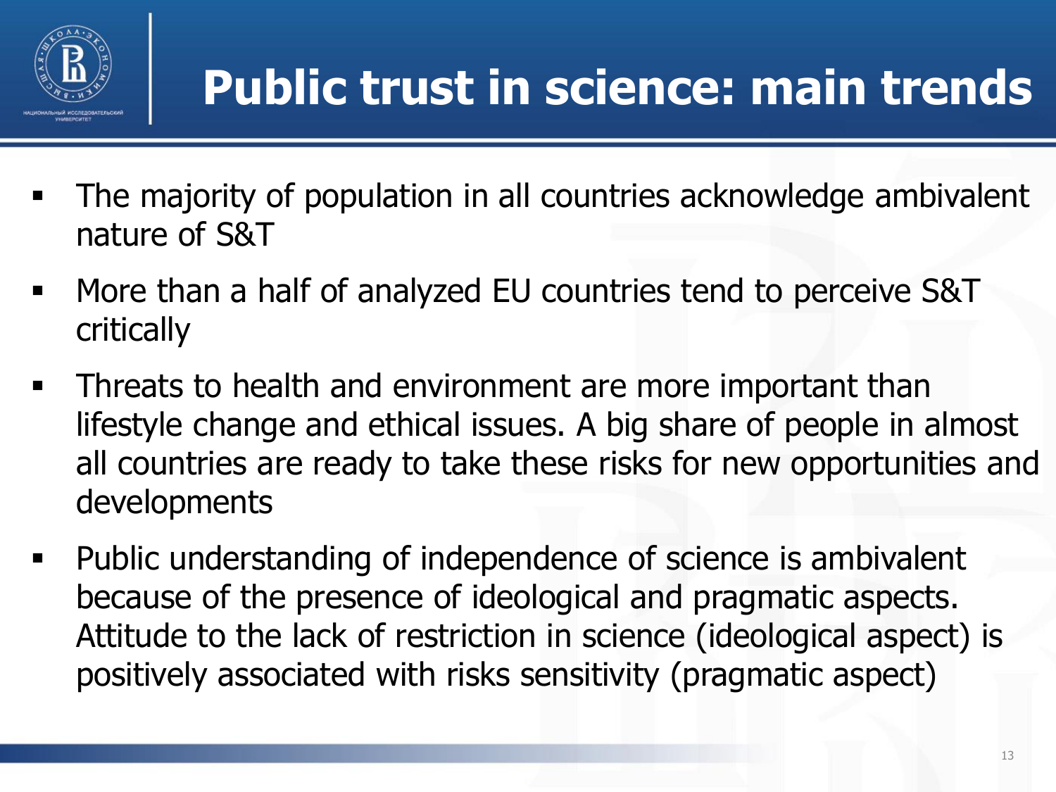# Public trust in science: main trends

- The majority of population in all countries acknowledge ambivalent nature of S&T
- More than a half of analyzed EU countries tend to perceive S&T critically
- Threats to health and environment are more important than lifestyle change and ethical issues. A big share of people in almost all countries are ready to take these risks for new opportunities and developments
- Public understanding of independence of science is ambivalent because of the presence of ideological and pragmatic aspects. Attitude to the lack of restriction in science (ideological aspect) is positively associated with risks sensitivity (pragmatic aspect)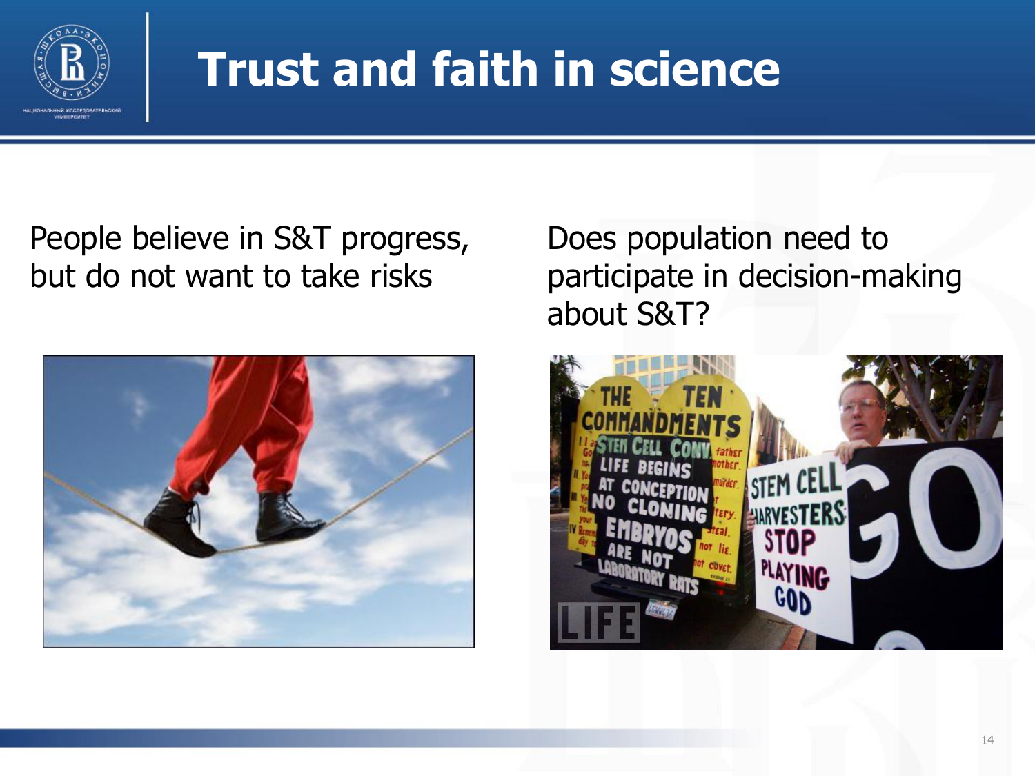# Trust and faith in science

People believe in S&T progress, but do not want to take risks

Does population need to participate in decision-making about S&T?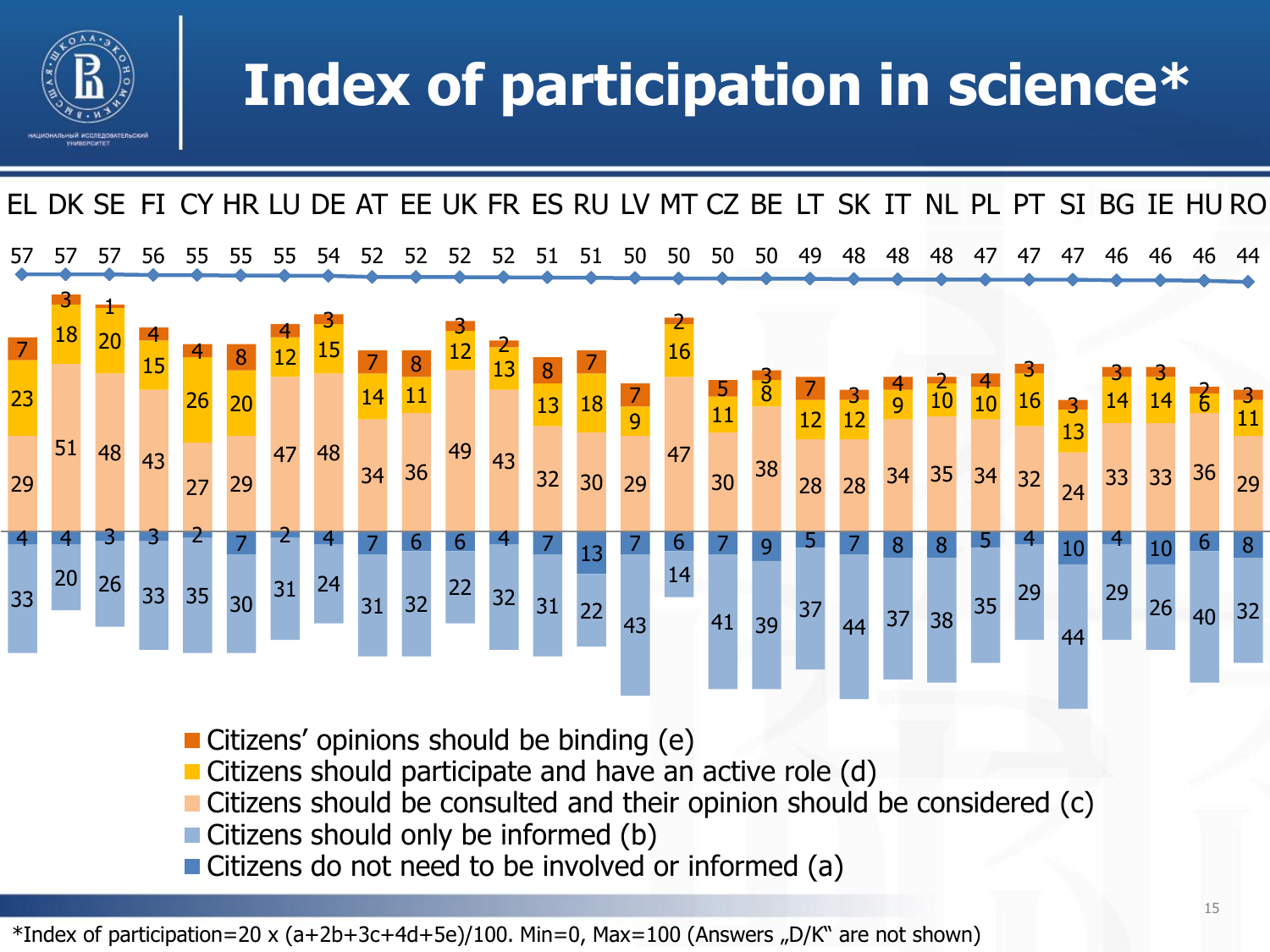# Index of participation in science*

| | EL | DK | SE | FI | CY | HR | LU | DE | AT | EE | UK | FR | ES | RU | LV | MT | CZ | BE | LT | SK | IT | NL | PL | PT | SI | BG | IE | HU | RO |
|---|---|---|---|---|---|---|---|---|---|---|---|---|---|---|---|---|---|---|---|---|---|---|---|---|---|---|---|---|---|
| Index | 57 | 57 | 57 | 56 | 55 | 55 | 55 | 54 | 52 | 52 | 52 | 52 | 51 | 51 | 50 | 50 | 50 | 50 | 49 | 48 | 48 | 48 | 47 | 47 | 47 | 46 | 46 | 46 | 44 |
| Citizens' opinions should be binding (e) | 7 | 3 | 1 | 4 | 4 | 8 | 4 | 3 | 7 | 8 | 3 | 2 | 8 | 7 | 7 | 2 | 5 | 3 | 7 | 3 | 4 | 2 | 4 | 3 | 3 | 3 | 3 | 2 | 3 |
| Citizens should participate and have an active role (d) | 23 | 18 | 20 | 15 | 26 | 20 | 12 | 15 | 14 | 11 | 12 | 13 | 13 | 18 | 9 | 16 | 11 | 8 | 12 | 12 | 9 | 10 | 10 | 16 | 13 | 14 | 14 | 6 | 11 |
| Citizens should be consulted and their opinion should be considered (c) | 29 | 51 | 48 | 43 | 27 | 29 | 47 | 48 | 34 | 36 | 49 | 43 | 32 | 30 | 29 | 47 | 30 | 38 | 28 | 28 | 34 | 35 | 34 | 32 | 24 | 33 | 33 | 36 | 29 |
| Citizens should only be informed (b) | 33 | 20 | 26 | 33 | 35 | 30 | 31 | 24 | 31 | 32 | 22 | 32 | 31 | 22 | 43 | 14 | 41 | 39 | 37 | 44 | 37 | 38 | 35 | 29 | 44 | 29 | 26 | 40 | 32 |
| Citizens do not need to be involved or informed (a) | 4 | 4 | 3 | 3 | 2 | 7 | 2 | 4 | 7 | 6 | 6 | 4 | 7 | 13 | 7 | 6 | 7 | 9 | 5 | 7 | 8 | 8 | 5 | 4 | 10 | 4 | 10 | 6 | 8 |

*Index of participation=20 x (a+2b+3c+4d+5e)/100. Min=0, Max=100 (Answers „D/K“ are not shown)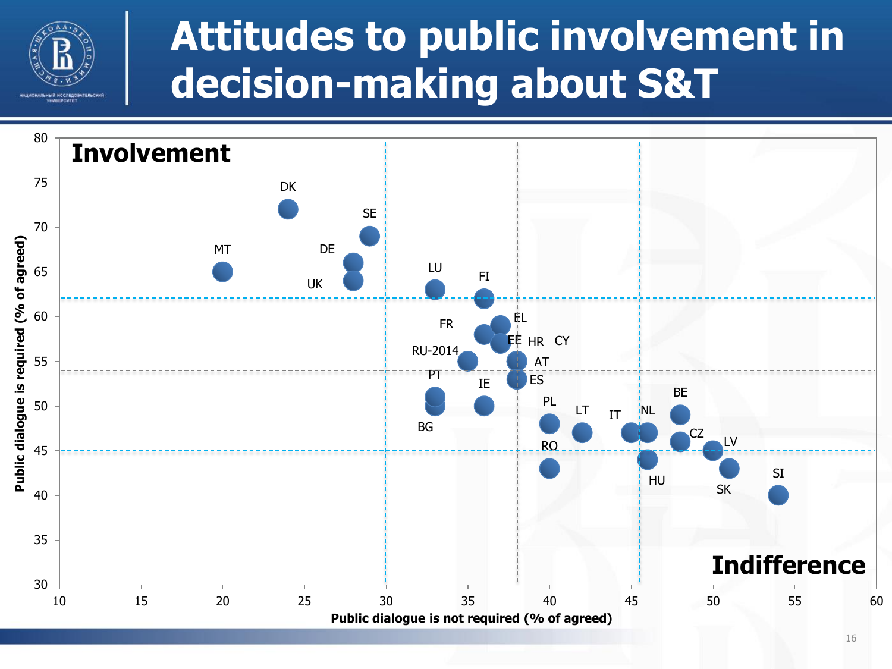# Attitudes to public involvement in decision-making about S&T

Involvement

Indifference

Public dialogue is required (% of agreed)

Public dialogue is not required (% of agreed)

DK, SE, MT, DE, UK, LU, FI, FR, EL, EE, HR, CY, RU-2014, AT, ES, PT, IE, BE, PL, LT, IT, NL, BG, CZ, LV, RO, HU, SI, SK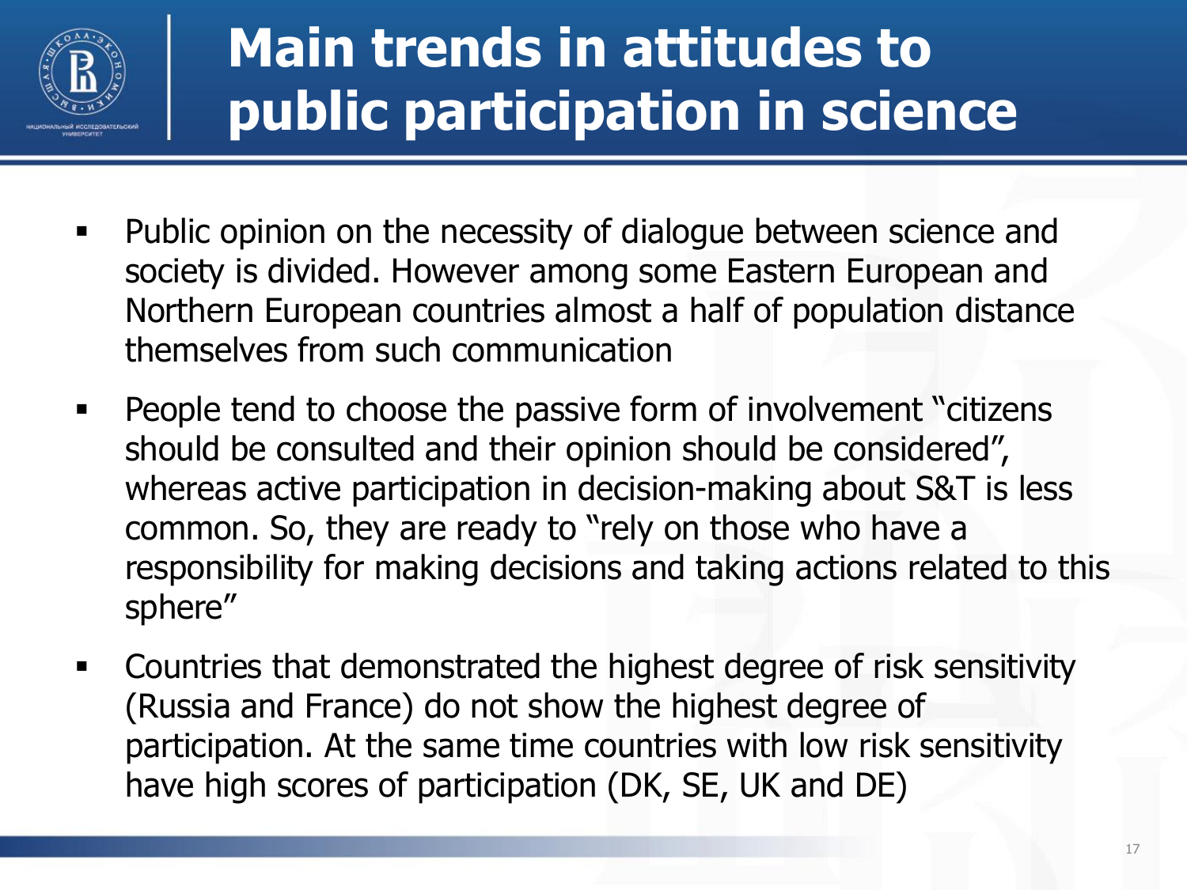# Main trends in attitudes to public participation in science

- Public opinion on the necessity of dialogue between science and society is divided. However among some Eastern European and Northern European countries almost a half of population distance themselves from such communication
- People tend to choose the passive form of involvement "citizens should be consulted and their opinion should be considered", whereas active participation in decision-making about S&T is less common. So, they are ready to "rely on those who have a responsibility for making decisions and taking actions related to this sphere"
- Countries that demonstrated the highest degree of risk sensitivity (Russia and France) do not show the highest degree of participation. At the same time countries with low risk sensitivity have high scores of participation (DK, SE, UK and DE)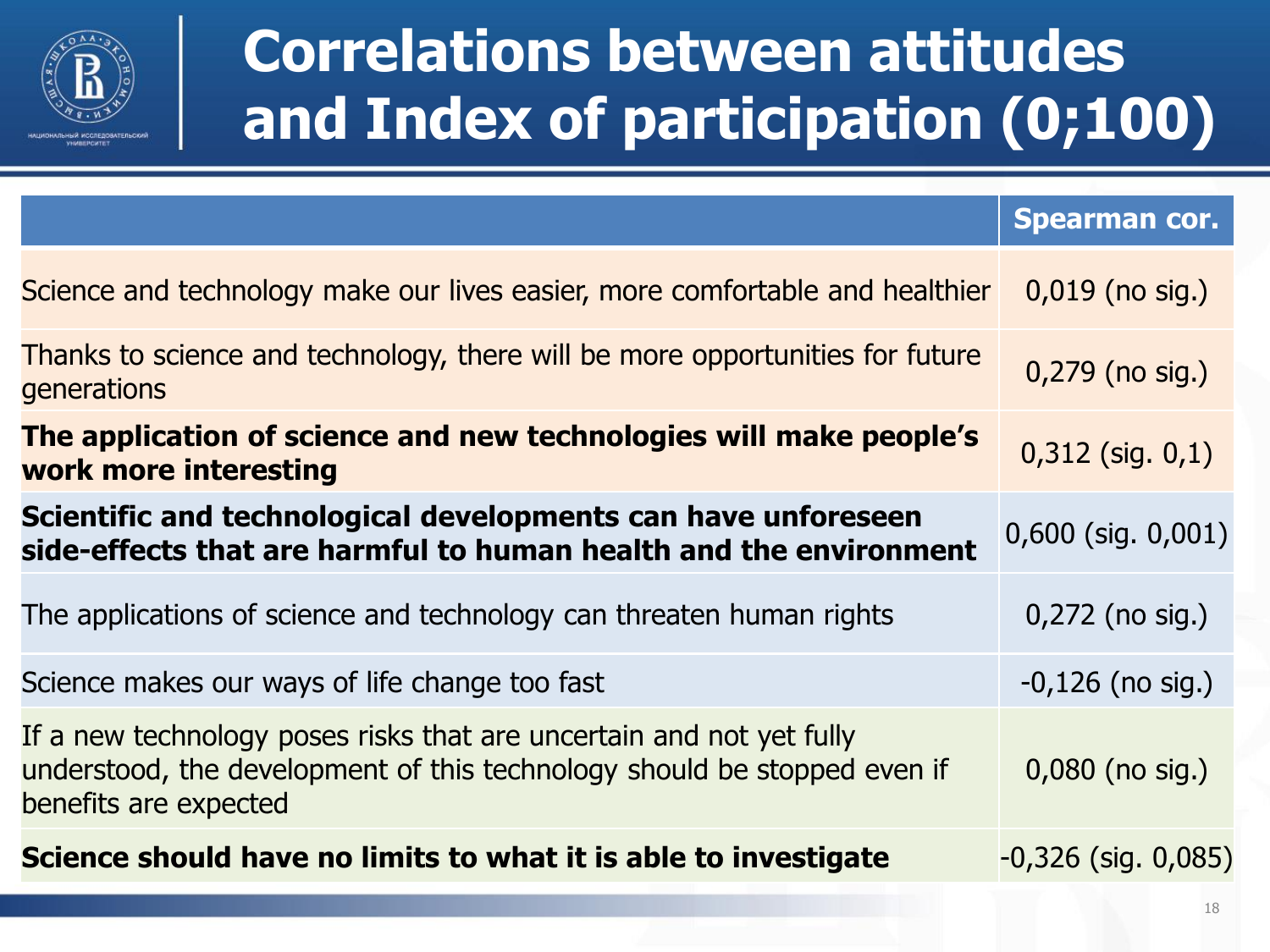# Correlations between attitudes and Index of participation (0;100)

| | Spearman cor. |
|---|---|
| Science and technology make our lives easier, more comfortable and healthier | 0,019 (no sig.) |
| Thanks to science and technology, there will be more opportunities for future generations | 0,279 (no sig.) |
| **The application of science and new technologies will make people's work more interesting** | 0,312 (sig. 0,1) |
| **Scientific and technological developments can have unforeseen side-effects that are harmful to human health and the environment** | 0,600 (sig. 0,001) |
| The applications of science and technology can threaten human rights | 0,272 (no sig.) |
| Science makes our ways of life change too fast | -0,126 (no sig.) |
| If a new technology poses risks that are uncertain and not yet fully understood, the development of this technology should be stopped even if benefits are expected | 0,080 (no sig.) |
| **Science should have no limits to what it is able to investigate** | -0,326 (sig. 0,085) |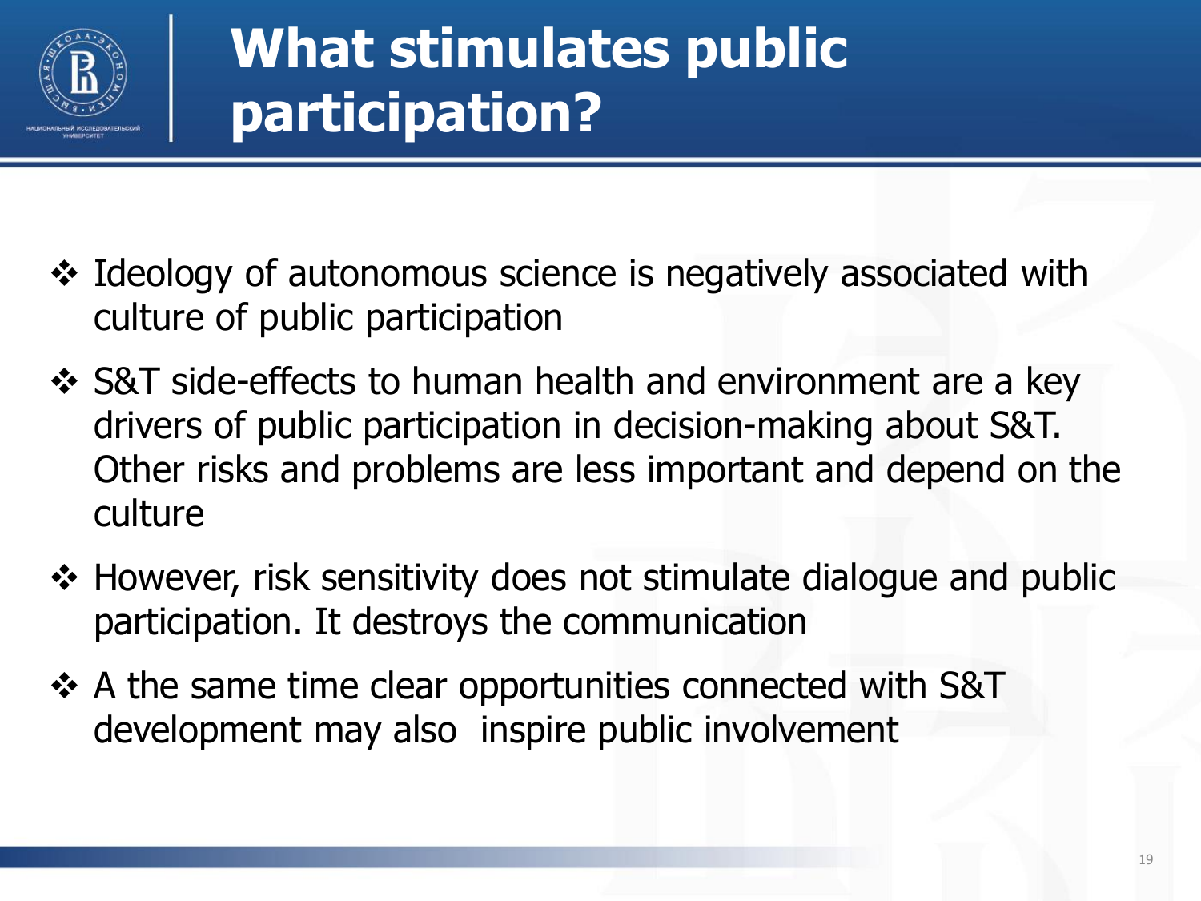# What stimulates public participation?

- Ideology of autonomous science is negatively associated with culture of public participation
- S&T side-effects to human health and environment are a key drivers of public participation in decision-making about S&T. Other risks and problems are less important and depend on the culture
- However, risk sensitivity does not stimulate dialogue and public participation. It destroys the communication
- A the same time clear opportunities connected with S&T development may also inspire public involvement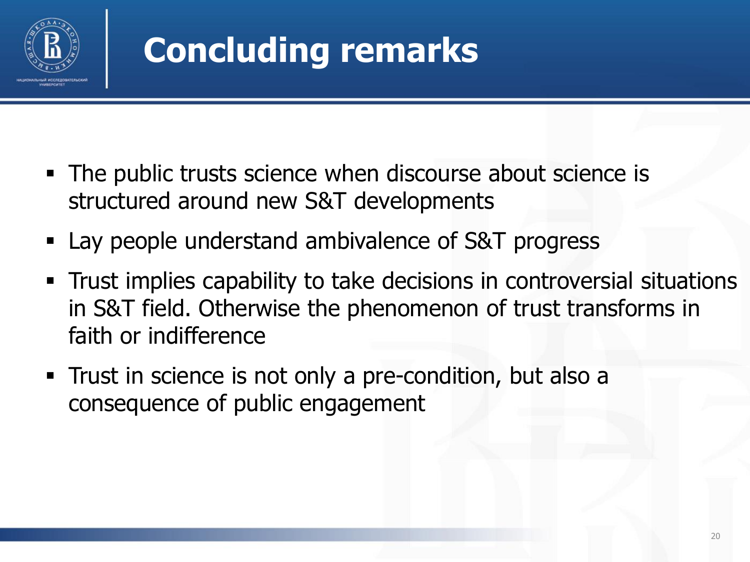# Concluding remarks

- The public trusts science when discourse about science is structured around new S&T developments
- Lay people understand ambivalence of S&T progress
- Trust implies capability to take decisions in controversial situations in S&T field. Otherwise the phenomenon of trust transforms in faith or indifference
- Trust in science is not only a pre-condition, but also a consequence of public engagement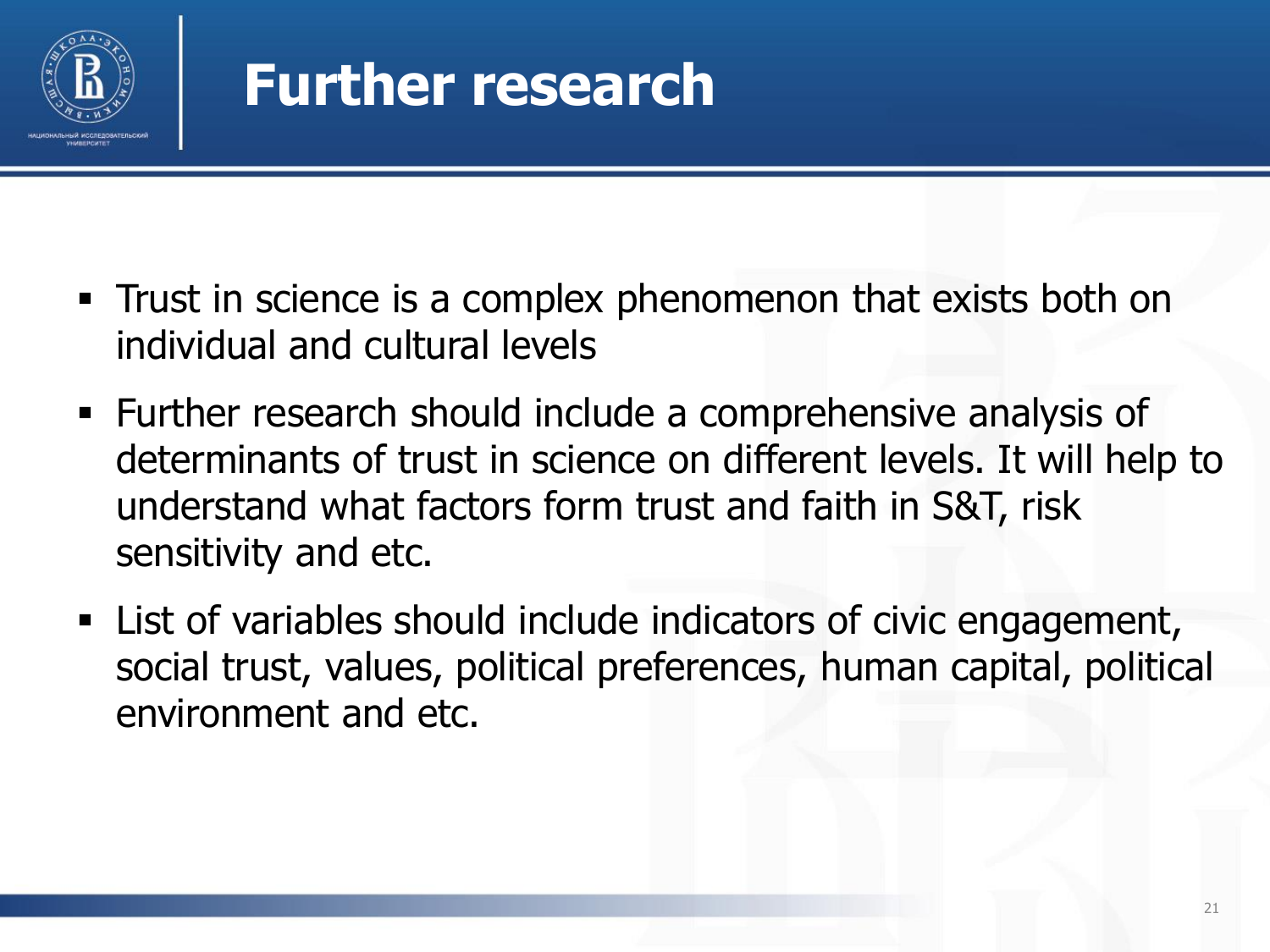# Further research

- Trust in science is a complex phenomenon that exists both on individual and cultural levels
- Further research should include a comprehensive analysis of determinants of trust in science on different levels. It will help to understand what factors form trust and faith in S&T, risk sensitivity and etc.
- List of variables should include indicators of civic engagement, social trust, values, political preferences, human capital, political environment and etc.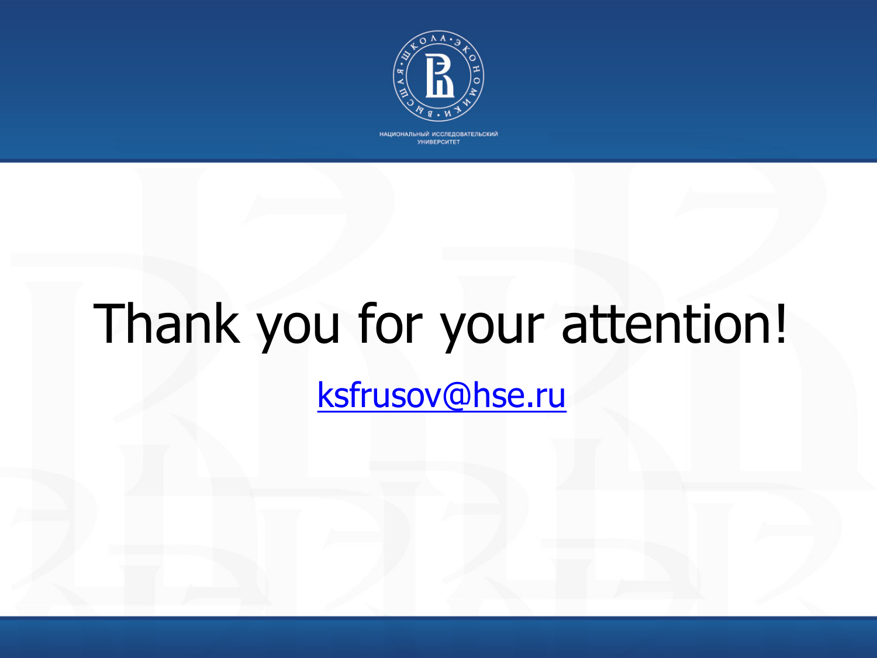# Thank you for your attention!

ksfrusov@hse.ru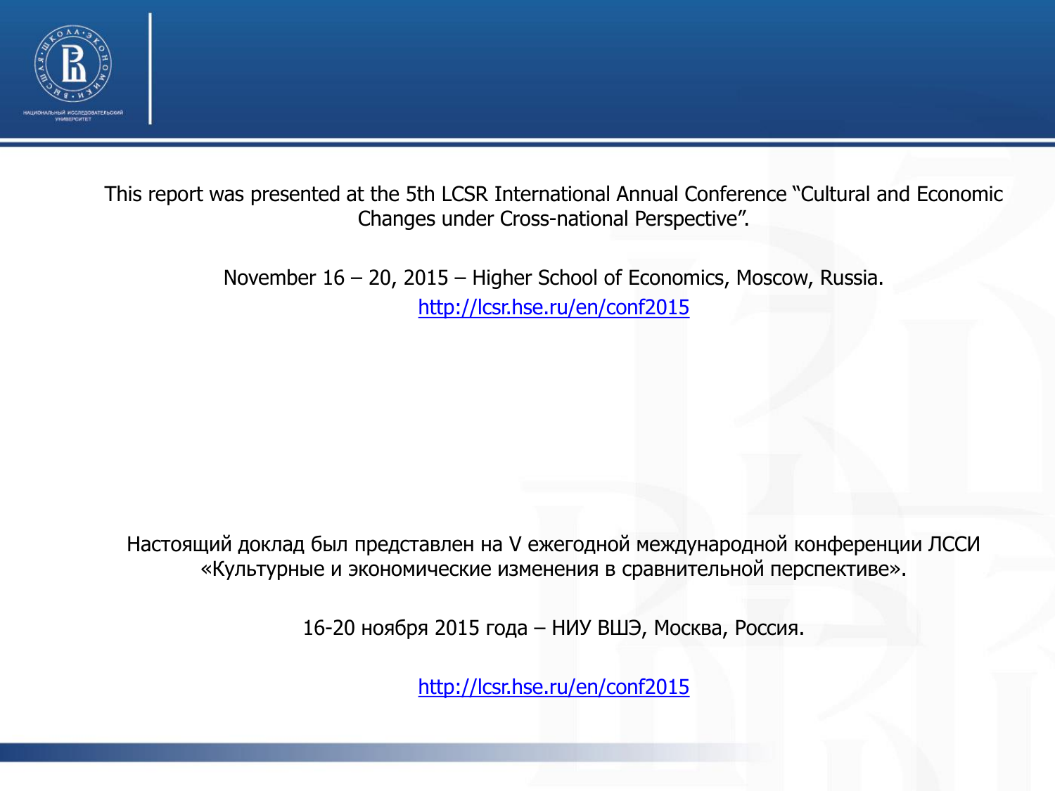This report was presented at the 5th LCSR International Annual Conference “Cultural and Economic Changes under Cross-national Perspective”.

November 16 – 20, 2015 – Higher School of Economics, Moscow, Russia.

http://lcsr.hse.ru/en/conf2015

Настоящий доклад был представлен на V ежегодной международной конференции ЛССИ «Культурные и экономические изменения в сравнительной перспективе».

16-20 ноября 2015 года – НИУ ВШЭ, Москва, Россия.

http://lcsr.hse.ru/en/conf2015